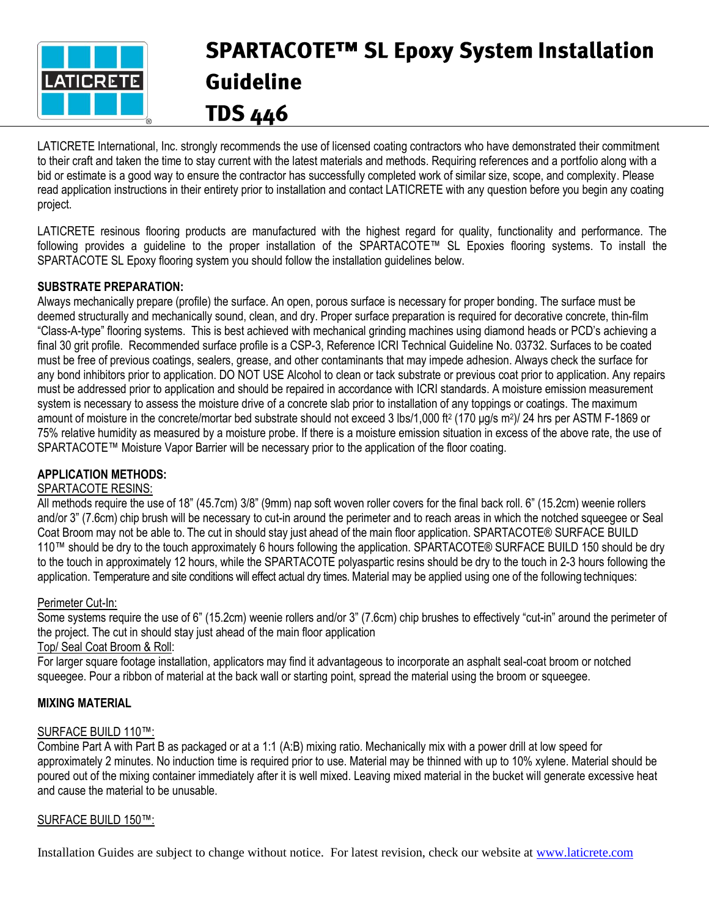# SPARTACOTE™ SL Epoxy System Installation Guideline

# TDS 446

LATICRETE International, Inc. strongly recommends the use of licensed coating contractors who have demonstrated their commitment to their craft and taken the time to stay current with the latest materials and methods. Requiring references and a portfolio along with a bid or estimate is a good way to ensure the contractor has successfully completed work of similar size, scope, and complexity. Please read application instructions in their entirety prior to installation and contact LATICRETE with any question before you begin any coating project.

LATICRETE resinous flooring products are manufactured with the highest regard for quality, functionality and performance. The following provides a guideline to the proper installation of the SPARTACOTE™ SL Epoxies flooring systems. To install the SPARTACOTE SL Epoxy flooring system you should follow the installation guidelines below.

**SUBSTRATE PREPARATION:**

Always mechanically prepare (profile) the surface. An open, porous surface is necessary for proper bonding. The surface must be deemed structurally and mechanically sound, clean, and dry. Proper surface preparation is required for decorative concrete, thin-film "Class-A-type" flooring systems. This is best achieved with mechanical grinding machines using diamond heads or PCD's achieving a final 30 grit profile. Recommended surface profile is a CSP-3, Reference ICRI Technical Guideline No. 03732. Surfaces to be coated must be free of previous coatings, sealers, grease, and other contaminants that may impede adhesion. Always check the surface for any bond inhibitors prior to application. DO NOT USE Alcohol to clean or tack substrate or previous coat prior to application. Any repairs must be addressed prior to application and should be repaired in accordance with ICRI standards. A moisture emission measurement system is necessary to assess the moisture drive of a concrete slab prior to installation of any toppings or coatings. The maximum amount of moisture in the concrete/mortar bed substrate should not exceed 3 lbs/1,000 ft$^2$ (170 µg/s m$^2$)/ 24 hrs per ASTM F-1869 or 75% relative humidity as measured by a moisture probe. If there is a moisture emission situation in excess of the above rate, the use of SPARTACOTE™ Moisture Vapor Barrier will be necessary prior to the application of the floor coating.

**APPLICATION METHODS:**

SPARTACOTE RESINS:

All methods require the use of 18" (45.7cm) 3/8" (9mm) nap soft woven roller covers for the final back roll. 6" (15.2cm) weenie rollers and/or 3" (7.6cm) chip brush will be necessary to cut-in around the perimeter and to reach areas in which the notched squeegee or Seal Coat Broom may not be able to. The cut in should stay just ahead of the main floor application. SPARTACOTE® SURFACE BUILD 110™ should be dry to the touch approximately 6 hours following the application. SPARTACOTE® SURFACE BUILD 150 should be dry to the touch in approximately 12 hours, while the SPARTACOTE polyaspartic resins should be dry to the touch in 2-3 hours following the application. Temperature and site conditions will effect actual dry times. Material may be applied using one of the following techniques:

Perimeter Cut-In:

Some systems require the use of 6" (15.2cm) weenie rollers and/or 3" (7.6cm) chip brushes to effectively "cut-in" around the perimeter of the project. The cut in should stay just ahead of the main floor application

Top/ Seal Coat Broom & Roll:

For larger square footage installation, applicators may find it advantageous to incorporate an asphalt seal-coat broom or notched squeegee. Pour a ribbon of material at the back wall or starting point, spread the material using the broom or squeegee.

**MIXING MATERIAL**

SURFACE BUILD 110™:

Combine Part A with Part B as packaged or at a 1:1 (A:B) mixing ratio. Mechanically mix with a power drill at low speed for approximately 2 minutes. No induction time is required prior to use. Material may be thinned with up to 10% xylene. Material should be poured out of the mixing container immediately after it is well mixed. Leaving mixed material in the bucket will generate excessive heat and cause the material to be unusable.

SURFACE BUILD 150™:

Installation Guides are subject to change without notice. For latest revision, check our website at www.laticrete.com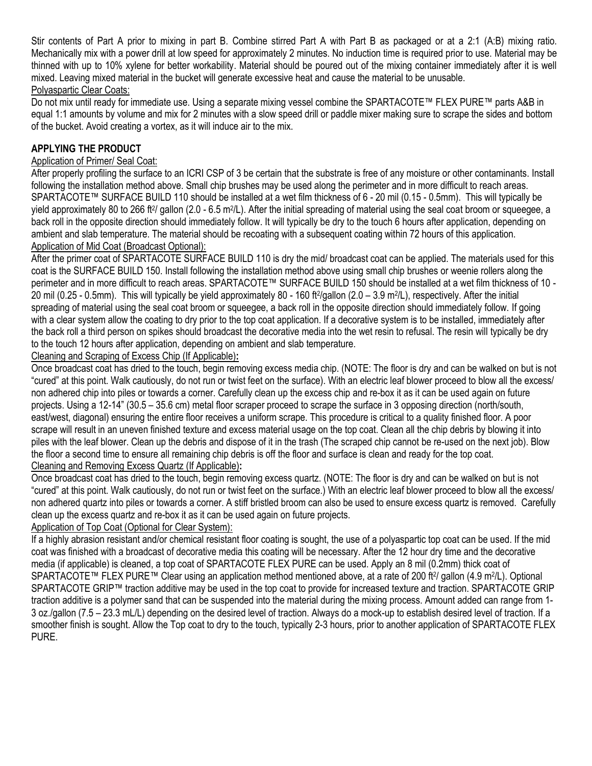Stir contents of Part A prior to mixing in part B. Combine stirred Part A with Part B as packaged or at a 2:1 (A:B) mixing ratio. Mechanically mix with a power drill at low speed for approximately 2 minutes. No induction time is required prior to use. Material may be thinned with up to 10% xylene for better workability. Material should be poured out of the mixing container immediately after it is well mixed. Leaving mixed material in the bucket will generate excessive heat and cause the material to be unusable.

Polyaspartic Clear Coats:

Do not mix until ready for immediate use. Using a separate mixing vessel combine the SPARTACOTE™ FLEX PURE™ parts A&B in equal 1:1 amounts by volume and mix for 2 minutes with a slow speed drill or paddle mixer making sure to scrape the sides and bottom of the bucket. Avoid creating a vortex, as it will induce air to the mix.

**APPLYING THE PRODUCT**

Application of Primer/ Seal Coat:

After properly profiling the surface to an ICRI CSP of 3 be certain that the substrate is free of any moisture or other contaminants. Install following the installation method above. Small chip brushes may be used along the perimeter and in more difficult to reach areas. SPARTACOTE™ SURFACE BUILD 110 should be installed at a wet film thickness of 6 - 20 mil (0.15 - 0.5mm). This will typically be yield approximately 80 to 266 ft$^2$/ gallon (2.0 - 6.5 m$^2$/L). After the initial spreading of material using the seal coat broom or squeegee, a back roll in the opposite direction should immediately follow. It will typically be dry to the touch 6 hours after application, depending on ambient and slab temperature. The material should be recoating with a subsequent coating within 72 hours of this application.

Application of Mid Coat (Broadcast Optional):

After the primer coat of SPARTACOTE SURFACE BUILD 110 is dry the mid/ broadcast coat can be applied. The materials used for this coat is the SURFACE BUILD 150. Install following the installation method above using small chip brushes or weenie rollers along the perimeter and in more difficult to reach areas. SPARTACOTE™ SURFACE BUILD 150 should be installed at a wet film thickness of 10 - 20 mil (0.25 - 0.5mm). This will typically be yield approximately 80 - 160 ft$^2$/gallon (2.0 – 3.9 m$^2$/L), respectively. After the initial spreading of material using the seal coat broom or squeegee, a back roll in the opposite direction should immediately follow. If going with a clear system allow the coating to dry prior to the top coat application. If a decorative system is to be installed, immediately after the back roll a third person on spikes should broadcast the decorative media into the wet resin to refusal. The resin will typically be dry to the touch 12 hours after application, depending on ambient and slab temperature.

Cleaning and Scraping of Excess Chip (If Applicable)**:**

Once broadcast coat has dried to the touch, begin removing excess media chip. (NOTE: The floor is dry and can be walked on but is not "cured" at this point. Walk cautiously, do not run or twist feet on the surface). With an electric leaf blower proceed to blow all the excess/ non adhered chip into piles or towards a corner. Carefully clean up the excess chip and re-box it as it can be used again on future projects. Using a 12-14" (30.5 – 35.6 cm) metal floor scraper proceed to scrape the surface in 3 opposing direction (north/south, east/west, diagonal) ensuring the entire floor receives a uniform scrape. This procedure is critical to a quality finished floor. A poor scrape will result in an uneven finished texture and excess material usage on the top coat. Clean all the chip debris by blowing it into piles with the leaf blower. Clean up the debris and dispose of it in the trash (The scraped chip cannot be re-used on the next job). Blow the floor a second time to ensure all remaining chip debris is off the floor and surface is clean and ready for the top coat.

Cleaning and Removing Excess Quartz (If Applicable)**:**

Once broadcast coat has dried to the touch, begin removing excess quartz. (NOTE: The floor is dry and can be walked on but is not "cured" at this point. Walk cautiously, do not run or twist feet on the surface.) With an electric leaf blower proceed to blow all the excess/ non adhered quartz into piles or towards a corner. A stiff bristled broom can also be used to ensure excess quartz is removed. Carefully clean up the excess quartz and re-box it as it can be used again on future projects.

Application of Top Coat (Optional for Clear System):

If a highly abrasion resistant and/or chemical resistant floor coating is sought, the use of a polyaspartic top coat can be used. If the mid coat was finished with a broadcast of decorative media this coating will be necessary. After the 12 hour dry time and the decorative media (if applicable) is cleaned, a top coat of SPARTACOTE FLEX PURE can be used. Apply an 8 mil (0.2mm) thick coat of SPARTACOTE™ FLEX PURE™ Clear using an application method mentioned above, at a rate of 200 ft$^2$/ gallon (4.9 m$^2$/L). Optional SPARTACOTE GRIP™ traction additive may be used in the top coat to provide for increased texture and traction. SPARTACOTE GRIP traction additive is a polymer sand that can be suspended into the material during the mixing process. Amount added can range from 1-3 oz./gallon (7.5 – 23.3 mL/L) depending on the desired level of traction. Always do a mock-up to establish desired level of traction. If a smoother finish is sought. Allow the Top coat to dry to the touch, typically 2-3 hours, prior to another application of SPARTACOTE FLEX PURE.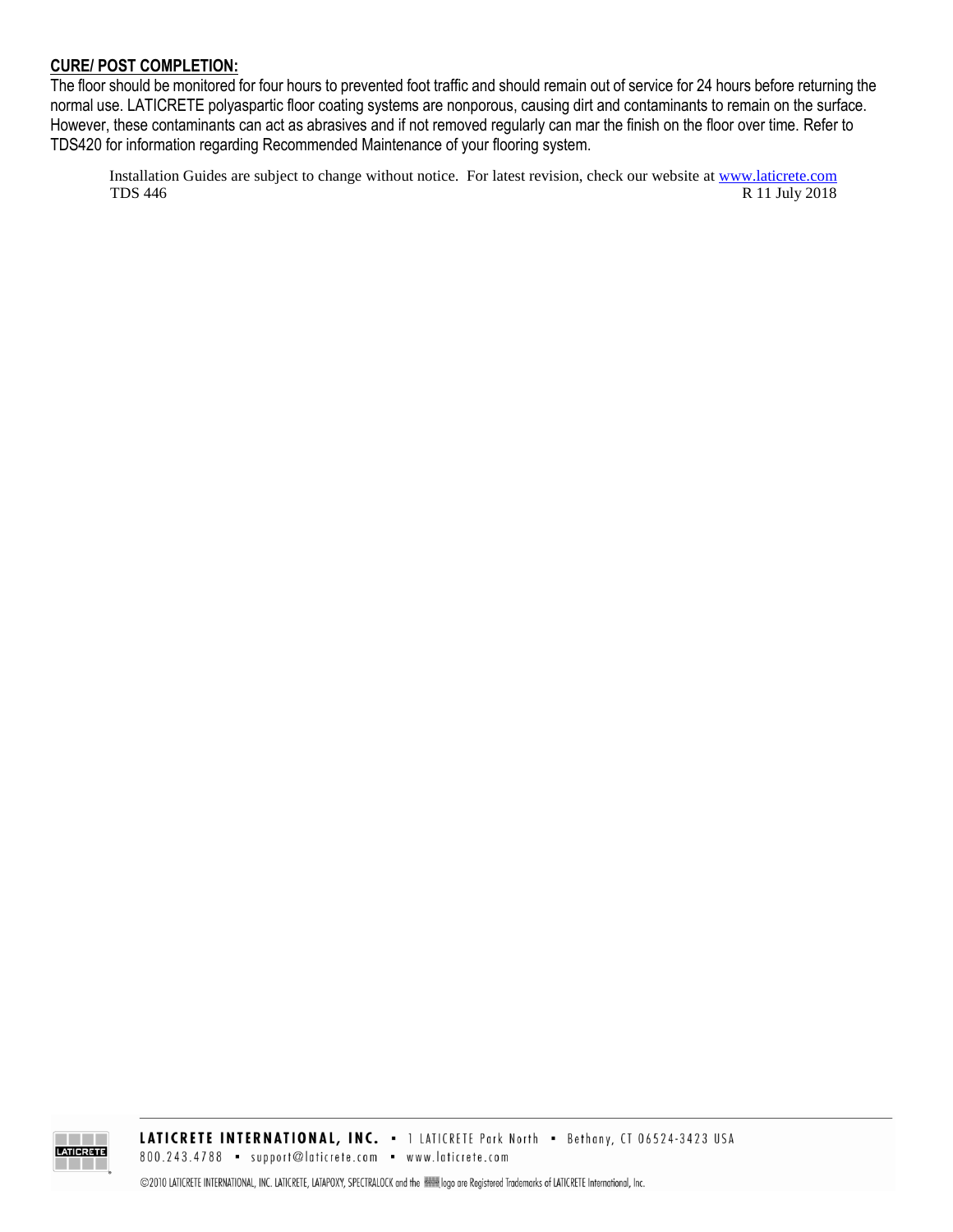## CURE/ POST COMPLETION:

The floor should be monitored for four hours to prevented foot traffic and should remain out of service for 24 hours before returning the normal use. LATICRETE polyaspartic floor coating systems are nonporous, causing dirt and contaminants to remain on the surface. However, these contaminants can act as abrasives and if not removed regularly can mar the finish on the floor over time. Refer to TDS420 for information regarding Recommended Maintenance of your flooring system.

Installation Guides are subject to change without notice. For latest revision, check our website at www.laticrete.com

TDS 446 R 11 July 2018

**LATICRETE INTERNATIONAL, INC.** ▪ 1 LATICRETE Park North ▪ Bethany, CT 06524-3423 USA
800.243.4788 ▪ support@laticrete.com ▪ www.laticrete.com

©2010 LATICRETE INTERNATIONAL, INC. LATICRETE, LATAPOXY, SPECTRALOCK and the logo are Registered Trademarks of LATICRETE International, Inc.